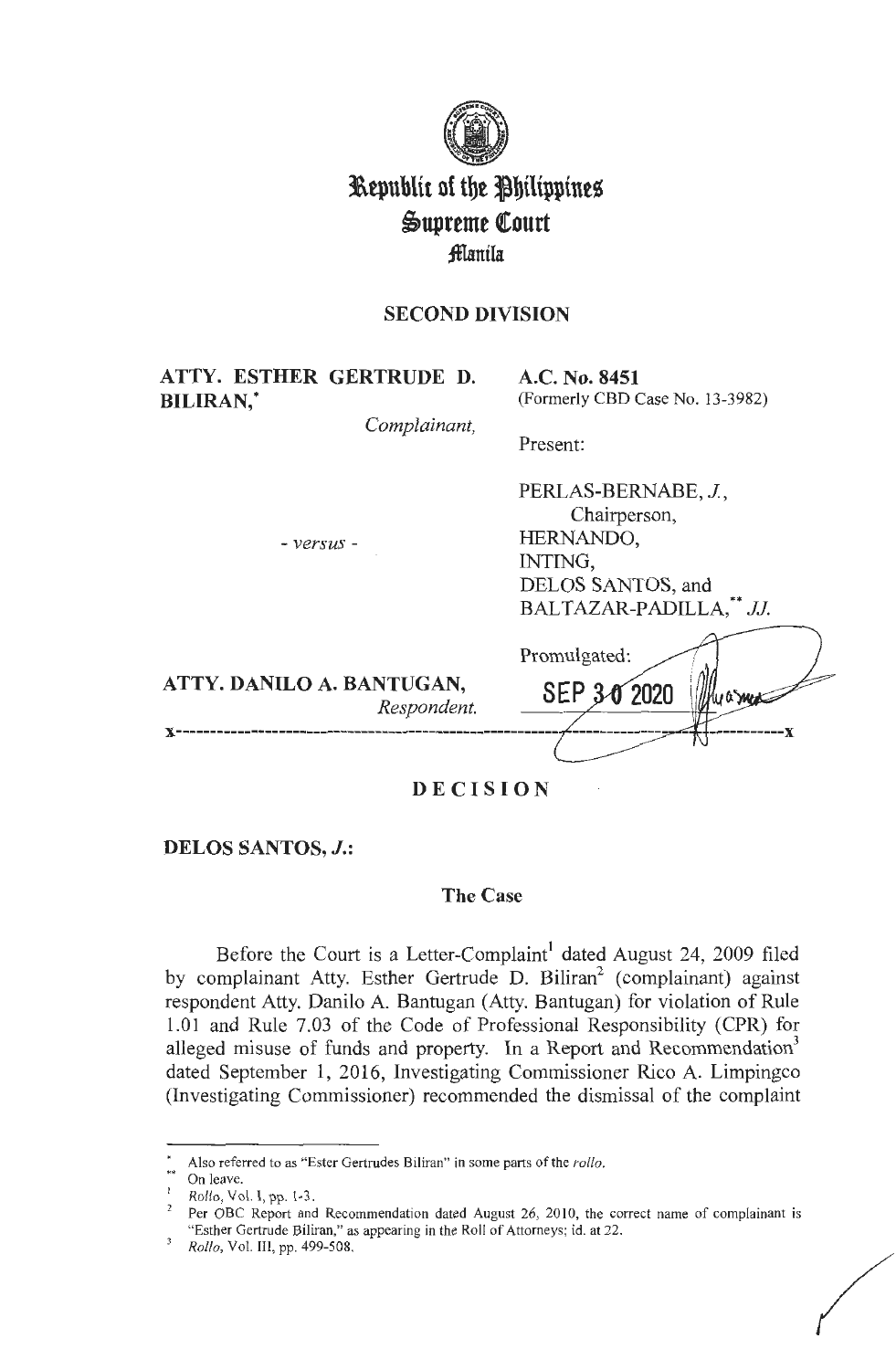# Republic of the Philippines
# Supreme Court
## Manila

### SECOND DIVISION

**ATTY. ESTHER GERTRUDE D. BILIRAN,***
*Complainant,*

- *versus* -

**ATTY. DANILO A. BANTUGAN,**
*Respondent.*

**A.C. No. 8451**
(Formerly CBD Case No. 13-3982)

Present:

PERLAS-BERNABE, *J.*,
Chairperson,
HERNANDO,
INTING,
DELOS SANTOS, and
BALTAZAR-PADILLA,** *JJ.*

Promulgated:

SEP 30 2020

x------------------------------------------------------------------------------------------x

## DECISION

**DELOS SANTOS, *J.*:**

### The Case

Before the Court is a Letter-Complaint[1] dated August 24, 2009 filed by complainant Atty. Esther Gertrude D. Biliran[2] (complainant) against respondent Atty. Danilo A. Bantugan (Atty. Bantugan) for violation of Rule 1.01 and Rule 7.03 of the Code of Professional Responsibility (CPR) for alleged misuse of funds and property. In a Report and Recommendation[3] dated September 1, 2016, Investigating Commissioner Rico A. Limpingco (Investigating Commissioner) recommended the dismissal of the complaint

---

\* Also referred to as "Ester Gertrudes Biliran" in some parts of the *rollo*.

\*\* On leave.

[1] *Rollo*, Vol. I, pp. 1-3.

[2] Per OBC Report and Recommendation dated August 26, 2010, the correct name of complainant is "Esther Gertrude Biliran," as appearing in the Roll of Attorneys; id. at 22.

[3] *Rollo*, Vol. III, pp. 499-508.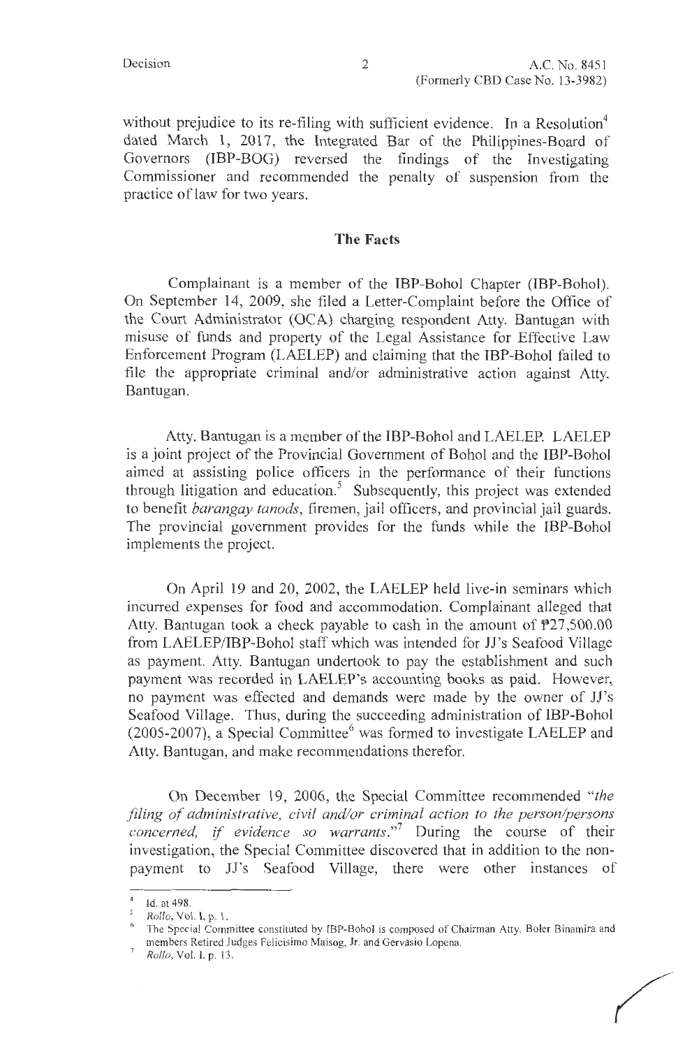without prejudice to its re-filing with sufficient evidence. In a Resolution[4] dated March 1, 2017, the Integrated Bar of the Philippines-Board of Governors (IBP-BOG) reversed the findings of the Investigating Commissioner and recommended the penalty of suspension from the practice of law for two years.

## The Facts

Complainant is a member of the IBP-Bohol Chapter (IBP-Bohol). On September 14, 2009, she filed a Letter-Complaint before the Office of the Court Administrator (OCA) charging respondent Atty. Bantugan with misuse of funds and property of the Legal Assistance for Effective Law Enforcement Program (LAELEP) and claiming that the IBP-Bohol failed to file the appropriate criminal and/or administrative action against Atty. Bantugan.

Atty. Bantugan is a member of the IBP-Bohol and LAELEP. LAELEP is a joint project of the Provincial Government of Bohol and the IBP-Bohol aimed at assisting police officers in the performance of their functions through litigation and education.[5] Subsequently, this project was extended to benefit *barangay tanods*, firemen, jail officers, and provincial jail guards. The provincial government provides for the funds while the IBP-Bohol implements the project.

On April 19 and 20, 2002, the LAELEP held live-in seminars which incurred expenses for food and accommodation. Complainant alleged that Atty. Bantugan took a check payable to cash in the amount of ₱27,500.00 from LAELEP/IBP-Bohol staff which was intended for JJ's Seafood Village as payment. Atty. Bantugan undertook to pay the establishment and such payment was recorded in LAELEP's accounting books as paid. However, no payment was effected and demands were made by the owner of JJ's Seafood Village. Thus, during the succeeding administration of IBP-Bohol (2005-2007), a Special Committee[6] was formed to investigate LAELEP and Atty. Bantugan, and make recommendations therefor.

On December 19, 2006, the Special Committee recommended "*the filing of administrative, civil and/or criminal action to the person/persons concerned, if evidence so warrants.*"[7] During the course of their investigation, the Special Committee discovered that in addition to the non-payment to JJ's Seafood Village, there were other instances of

---

[4] Id. at 498.

[5] *Rollo*, Vol. I, p. 1.

[6] The Special Committee constituted by IBP-Bohol is composed of Chairman Atty. Boler Binamira and members Retired Judges Felicisimo Maisog, Jr. and Gervasio Lopena.

[7] *Rollo*, Vol. I. p. 13.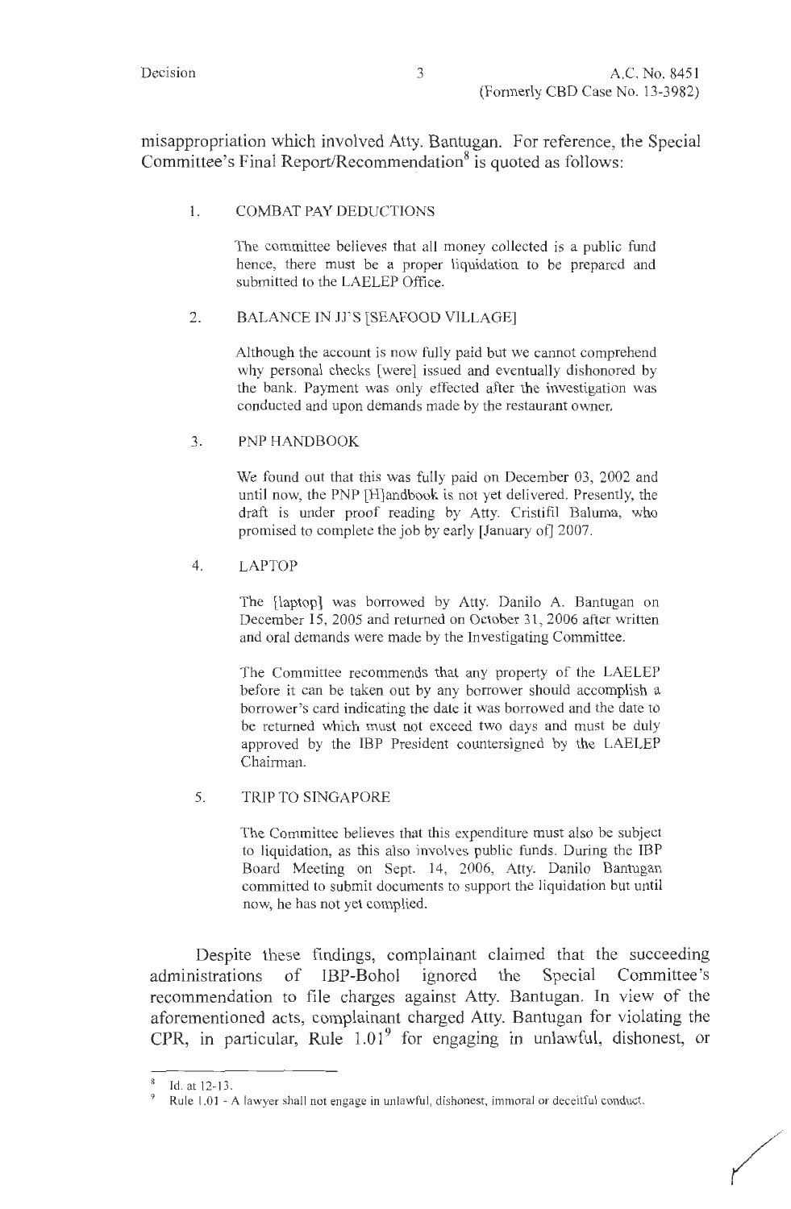misappropriation which involved Atty. Bantugan. For reference, the Special Committee's Final Report/Recommendation[8] is quoted as follows:

> 1. COMBAT PAY DEDUCTIONS
>
> The committee believes that all money collected is a public fund hence, there must be a proper liquidation to be prepared and submitted to the LAELEP Office.
>
> 2. BALANCE IN JJ'S [SEAFOOD VILLAGE]
>
> Although the account is now fully paid but we cannot comprehend why personal checks [were] issued and eventually dishonored by the bank. Payment was only effected after the investigation was conducted and upon demands made by the restaurant owner.
>
> 3. PNP HANDBOOK
>
> We found out that this was fully paid on December 03, 2002 and until now, the PNP [H]andbook is not yet delivered. Presently, the draft is under proof reading by Atty. Cristifil Baluma, who promised to complete the job by early [January of] 2007.
>
> 4. LAPTOP
>
> The [laptop] was borrowed by Atty. Danilo A. Bantugan on December 15, 2005 and returned on October 31, 2006 after written and oral demands were made by the Investigating Committee.
>
> The Committee recommends that any property of the LAELEP before it can be taken out by any borrower should accomplish a borrower's card indicating the date it was borrowed and the date to be returned which must not exceed two days and must be duly approved by the IBP President countersigned by the LAELEP Chairman.
>
> 5. TRIP TO SINGAPORE
>
> The Committee believes that this expenditure must also be subject to liquidation, as this also involves public funds. During the IBP Board Meeting on Sept. 14, 2006, Atty. Danilo Bantugan committed to submit documents to support the liquidation but until now, he has not yet complied.

Despite these findings, complainant claimed that the succeeding administrations of IBP-Bohol ignored the Special Committee's recommendation to file charges against Atty. Bantugan. In view of the aforementioned acts, complainant charged Atty. Bantugan for violating the CPR, in particular, Rule 1.01[9] for engaging in unlawful, dishonest, or

---

[8] Id. at 12-13.

[9] Rule 1.01 - A lawyer shall not engage in unlawful, dishonest, immoral or deceitful conduct.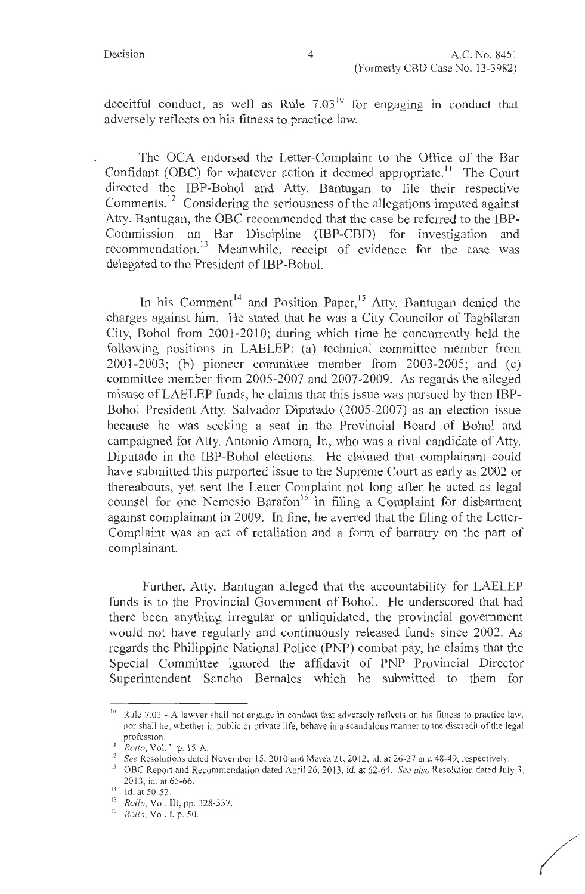deceitful conduct, as well as Rule 7.03[10] for engaging in conduct that adversely reflects on his fitness to practice law.

The OCA endorsed the Letter-Complaint to the Office of the Bar Confidant (OBC) for whatever action it deemed appropriate.[11] The Court directed the IBP-Bohol and Atty. Bantugan to file their respective Comments.[12] Considering the seriousness of the allegations imputed against Atty. Bantugan, the OBC recommended that the case be referred to the IBP-Commission on Bar Discipline (IBP-CBD) for investigation and recommendation.[13] Meanwhile, receipt of evidence for the case was delegated to the President of IBP-Bohol.

In his Comment[14] and Position Paper,[15] Atty. Bantugan denied the charges against him. He stated that he was a City Councilor of Tagbilaran City, Bohol from 2001-2010; during which time he concurrently held the following positions in LAELEP: (a) technical committee member from 2001-2003; (b) pioneer committee member from 2003-2005; and (c) committee member from 2005-2007 and 2007-2009. As regards the alleged misuse of LAELEP funds, he claims that this issue was pursued by then IBP-Bohol President Atty. Salvador Diputado (2005-2007) as an election issue because he was seeking a seat in the Provincial Board of Bohol and campaigned for Atty. Antonio Amora, Jr., who was a rival candidate of Atty. Diputado in the IBP-Bohol elections. He claimed that complainant could have submitted this purported issue to the Supreme Court as early as 2002 or thereabouts, yet sent the Letter-Complaint not long after he acted as legal counsel for one Nemesio Barafon[16] in filing a Complaint for disbarment against complainant in 2009. In fine, he averred that the filing of the Letter-Complaint was an act of retaliation and a form of barratry on the part of complainant.

Further, Atty. Bantugan alleged that the accountability for LAELEP funds is to the Provincial Government of Bohol. He underscored that had there been anything irregular or unliquidated, the provincial government would not have regularly and continuously released funds since 2002. As regards the Philippine National Police (PNP) combat pay, he claims that the Special Committee ignored the affidavit of PNP Provincial Director Superintendent Sancho Bernales which he submitted to them for

---

[10] Rule 7.03 - A lawyer shall not engage in conduct that adversely reflects on his fitness to practice law, nor shall he, whether in public or private life, behave in a scandalous manner to the discredit of the legal profession.

[11] *Rollo*, Vol. I, p. 15-A.

[12] *See* Resolutions dated November 15, 2010 and March 21, 2012; id. at 26-27 and 48-49, respectively.

[13] OBC Report and Recommendation dated April 26, 2013, id. at 62-64. *See also* Resolution dated July 3, 2013, id. at 65-66.

[14] Id. at 50-52.

[15] *Rollo*, Vol. III, pp. 328-337.

[16] *Rollo*, Vol. I, p. 50.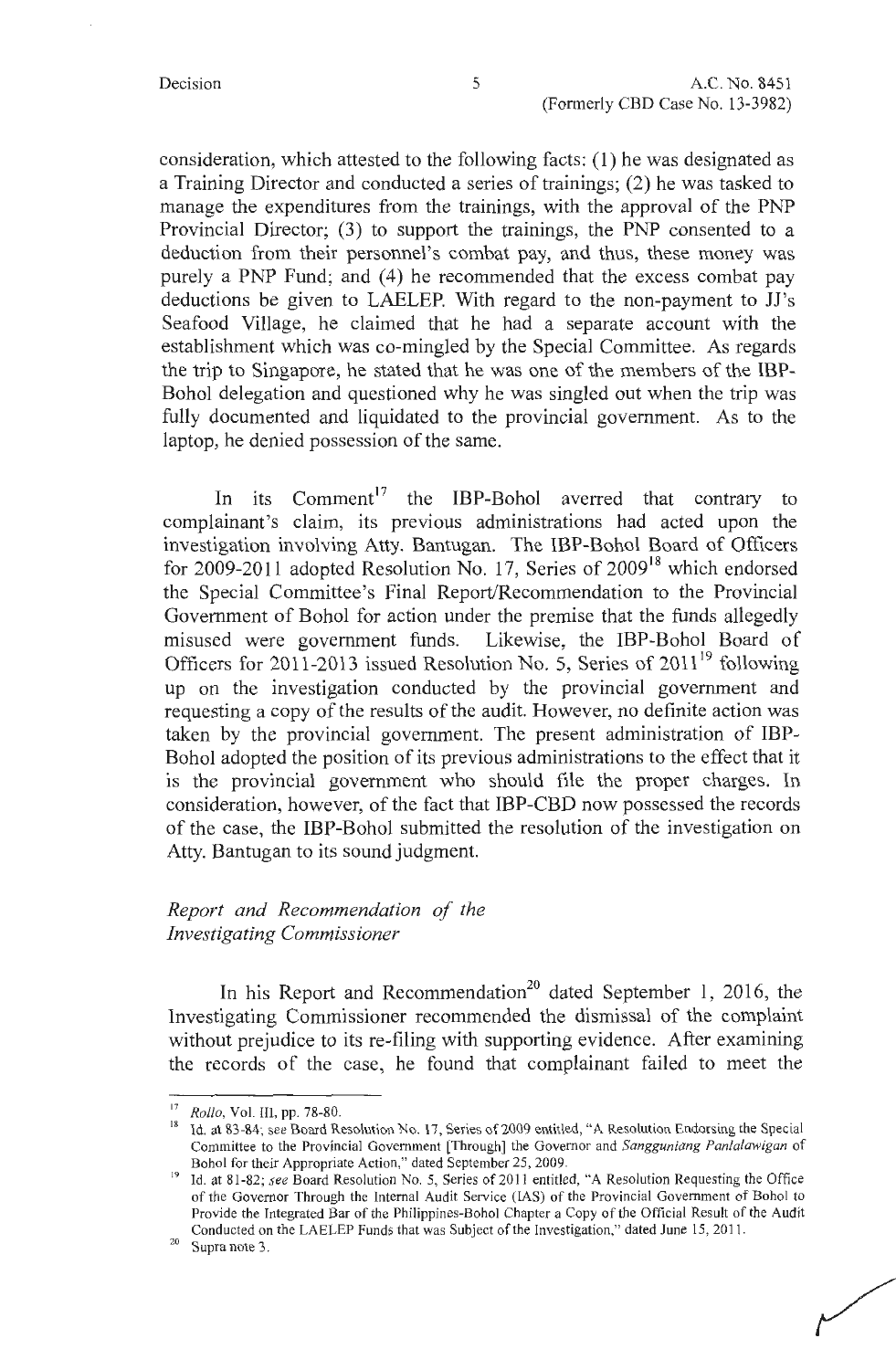consideration, which attested to the following facts: (1) he was designated as a Training Director and conducted a series of trainings; (2) he was tasked to manage the expenditures from the trainings, with the approval of the PNP Provincial Director; (3) to support the trainings, the PNP consented to a deduction from their personnel's combat pay, and thus, these money was purely a PNP Fund; and (4) he recommended that the excess combat pay deductions be given to LAELEP. With regard to the non-payment to JJ's Seafood Village, he claimed that he had a separate account with the establishment which was co-mingled by the Special Committee. As regards the trip to Singapore, he stated that he was one of the members of the IBP-Bohol delegation and questioned why he was singled out when the trip was fully documented and liquidated to the provincial government. As to the laptop, he denied possession of the same.

In its Comment[17] the IBP-Bohol averred that contrary to complainant's claim, its previous administrations had acted upon the investigation involving Atty. Bantugan. The IBP-Bohol Board of Officers for 2009-2011 adopted Resolution No. 17, Series of 2009[18] which endorsed the Special Committee's Final Report/Recommendation to the Provincial Government of Bohol for action under the premise that the funds allegedly misused were government funds. Likewise, the IBP-Bohol Board of Officers for 2011-2013 issued Resolution No. 5, Series of 2011[19] following up on the investigation conducted by the provincial government and requesting a copy of the results of the audit. However, no definite action was taken by the provincial government. The present administration of IBP-Bohol adopted the position of its previous administrations to the effect that it is the provincial government who should file the proper charges. In consideration, however, of the fact that IBP-CBD now possessed the records of the case, the IBP-Bohol submitted the resolution of the investigation on Atty. Bantugan to its sound judgment.

*Report and Recommendation of the Investigating Commissioner*

In his Report and Recommendation[20] dated September 1, 2016, the Investigating Commissioner recommended the dismissal of the complaint without prejudice to its re-filing with supporting evidence. After examining the records of the case, he found that complainant failed to meet the

---

[17] *Rollo*, Vol. III, pp. 78-80.

[18] Id. at 83-84; see Board Resolution No. 17, Series of 2009 entitled, "A Resolution Endorsing the Special Committee to the Provincial Government [Through] the Governor and *Sangguniang Panlalawigan* of Bohol for their Appropriate Action," dated September 25, 2009.

[19] Id. at 81-82; *see* Board Resolution No. 5, Series of 2011 entitled, "A Resolution Requesting the Office of the Governor Through the Internal Audit Service (IAS) of the Provincial Government of Bohol to Provide the Integrated Bar of the Philippines-Bohol Chapter a Copy of the Official Result of the Audit Conducted on the LAELEP Funds that was Subject of the Investigation," dated June 15, 2011.

[20] Supra note 3.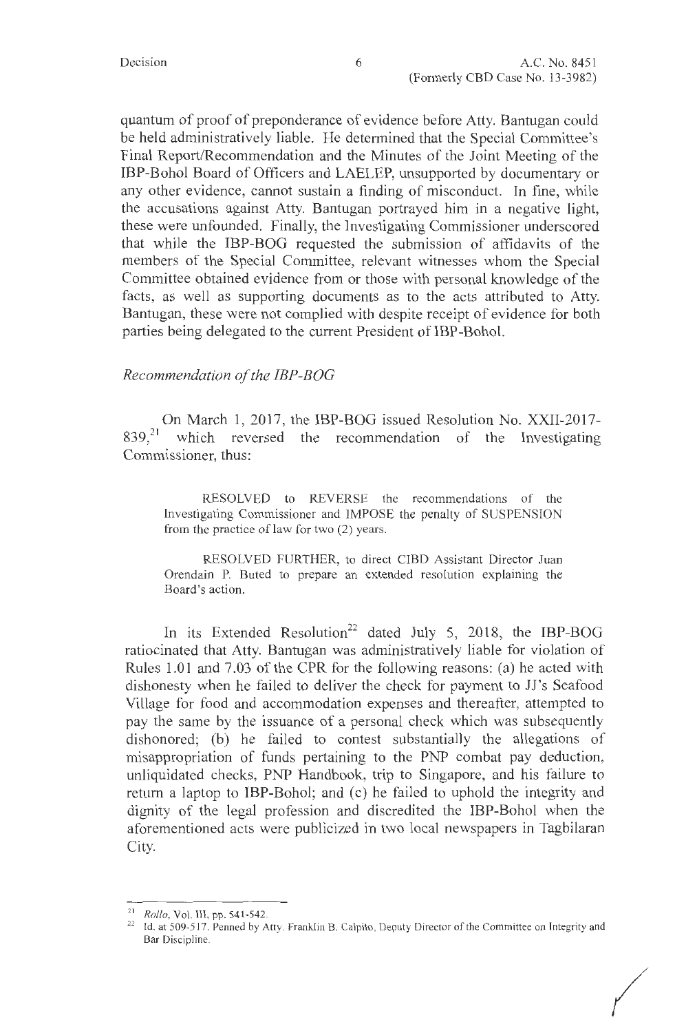quantum of proof of preponderance of evidence before Atty. Bantugan could be held administratively liable. He determined that the Special Committee's Final Report/Recommendation and the Minutes of the Joint Meeting of the IBP-Bohol Board of Officers and LAELEP, unsupported by documentary or any other evidence, cannot sustain a finding of misconduct. In fine, while the accusations against Atty. Bantugan portrayed him in a negative light, these were unfounded. Finally, the Investigating Commissioner underscored that while the IBP-BOG requested the submission of affidavits of the members of the Special Committee, relevant witnesses whom the Special Committee obtained evidence from or those with personal knowledge of the facts, as well as supporting documents as to the acts attributed to Atty. Bantugan, these were not complied with despite receipt of evidence for both parties being delegated to the current President of IBP-Bohol.

*Recommendation of the IBP-BOG*

On March 1, 2017, the IBP-BOG issued Resolution No. XXII-2017-839,[21] which reversed the recommendation of the Investigating Commissioner, thus:

> RESOLVED to REVERSE the recommendations of the Investigating Commissioner and IMPOSE the penalty of SUSPENSION from the practice of law for two (2) years.
>
> RESOLVED FURTHER, to direct CIBD Assistant Director Juan Orendain P. Buted to prepare an extended resolution explaining the Board's action.

In its Extended Resolution[22] dated July 5, 2018, the IBP-BOG ratiocinated that Atty. Bantugan was administratively liable for violation of Rules 1.01 and 7.03 of the CPR for the following reasons: (a) he acted with dishonesty when he failed to deliver the check for payment to JJ's Seafood Village for food and accommodation expenses and thereafter, attempted to pay the same by the issuance of a personal check which was subsequently dishonored; (b) he failed to contest substantially the allegations of misappropriation of funds pertaining to the PNP combat pay deduction, unliquidated checks, PNP Handbook, trip to Singapore, and his failure to return a laptop to IBP-Bohol; and (c) he failed to uphold the integrity and dignity of the legal profession and discredited the IBP-Bohol when the aforementioned acts were publicized in two local newspapers in Tagbilaran City.

---

[21] *Rollo*, Vol. III, pp. 541-542.

[22] Id. at 509-517. Penned by Atty. Franklin B. Calpito, Deputy Director of the Committee on Integrity and Bar Discipline.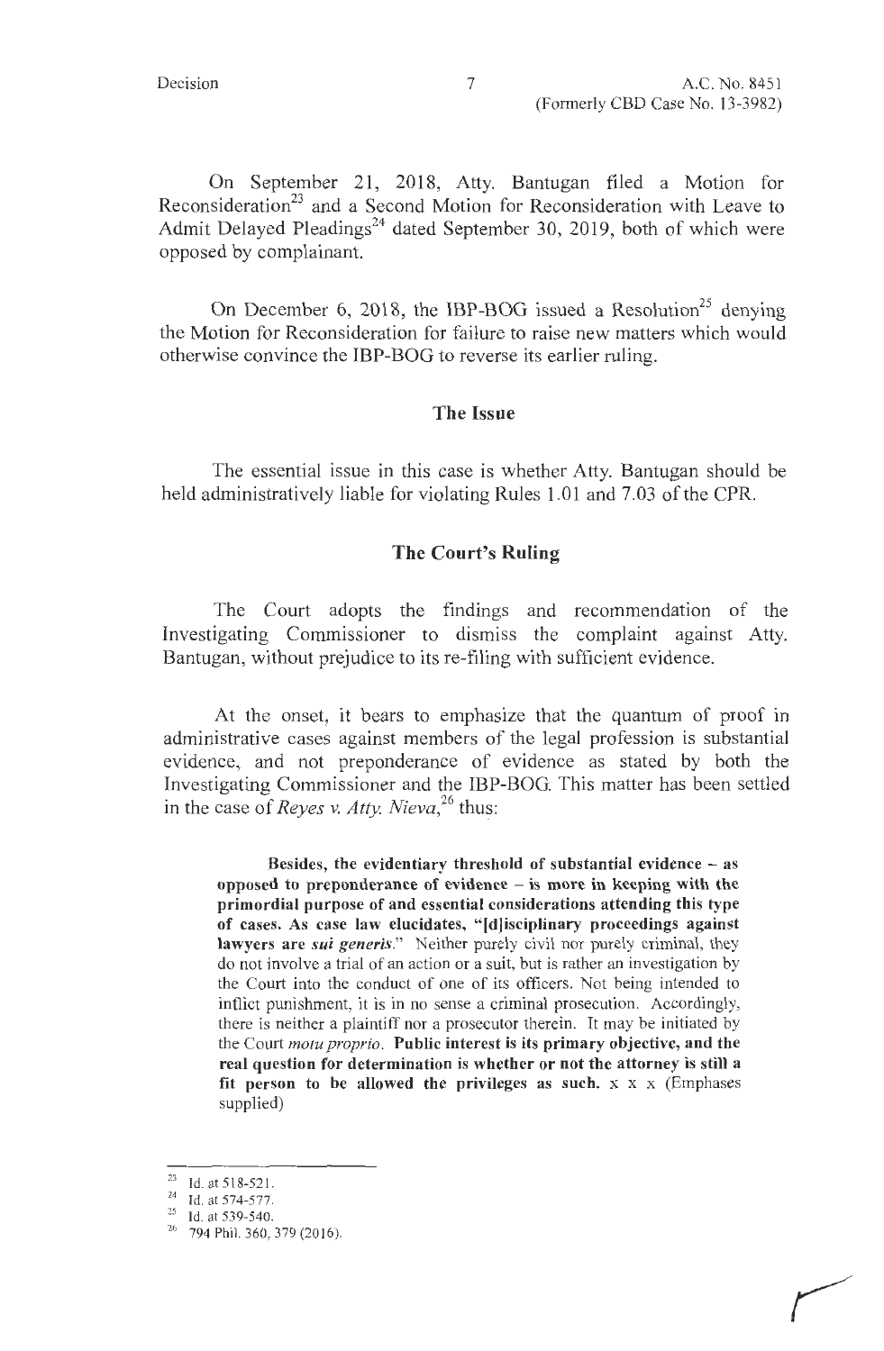On September 21, 2018, Atty. Bantugan filed a Motion for Reconsideration[23] and a Second Motion for Reconsideration with Leave to Admit Delayed Pleadings[24] dated September 30, 2019, both of which were opposed by complainant.

On December 6, 2018, the IBP-BOG issued a Resolution[25] denying the Motion for Reconsideration for failure to raise new matters which would otherwise convince the IBP-BOG to reverse its earlier ruling.

## The Issue

The essential issue in this case is whether Atty. Bantugan should be held administratively liable for violating Rules 1.01 and 7.03 of the CPR.

## The Court's Ruling

The Court adopts the findings and recommendation of the Investigating Commissioner to dismiss the complaint against Atty. Bantugan, without prejudice to its re-filing with sufficient evidence.

At the onset, it bears to emphasize that the quantum of proof in administrative cases against members of the legal profession is substantial evidence, and not preponderance of evidence as stated by both the Investigating Commissioner and the IBP-BOG. This matter has been settled in the case of *Reyes v. Atty. Nieva*,[26] thus:

> **Besides, the evidentiary threshold of substantial evidence – as opposed to preponderance of evidence – is more in keeping with the primordial purpose of and essential considerations attending this type of cases. As case law elucidates, "[d]isciplinary proceedings against lawyers are *sui generis*."** Neither purely civil nor purely criminal, they do not involve a trial of an action or a suit, but is rather an investigation by the Court into the conduct of one of its officers. Not being intended to inflict punishment, it is in no sense a criminal prosecution. Accordingly, there is neither a plaintiff nor a prosecutor therein. It may be initiated by the Court *motu proprio*. **Public interest is its primary objective, and the real question for determination is whether or not the attorney is still a fit person to be allowed the privileges as such.** x x x (Emphases supplied)

---

[23] Id. at 518-521.

[24] Id. at 574-577.

[25] Id. at 539-540.

[26] 794 Phil. 360, 379 (2016).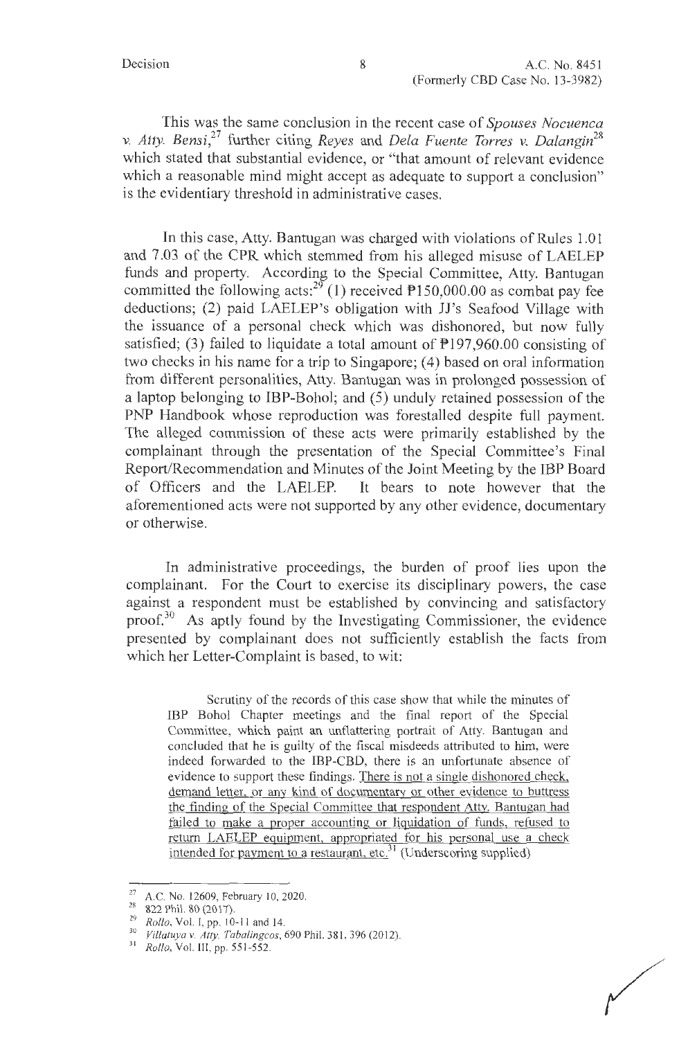This was the same conclusion in the recent case of *Spouses Nocuenca v. Atty. Bensi*,[27] further citing *Reyes* and *Dela Fuente Torres v. Dalangin*[28] which stated that substantial evidence, or "that amount of relevant evidence which a reasonable mind might accept as adequate to support a conclusion" is the evidentiary threshold in administrative cases.

In this case, Atty. Bantugan was charged with violations of Rules 1.01 and 7.03 of the CPR which stemmed from his alleged misuse of LAELEP funds and property. According to the Special Committee, Atty. Bantugan committed the following acts:[29] (1) received ₱150,000.00 as combat pay fee deductions; (2) paid LAELEP's obligation with JJ's Seafood Village with the issuance of a personal check which was dishonored, but now fully satisfied; (3) failed to liquidate a total amount of ₱197,960.00 consisting of two checks in his name for a trip to Singapore; (4) based on oral information from different personalities, Atty. Bantugan was in prolonged possession of a laptop belonging to IBP-Bohol; and (5) unduly retained possession of the PNP Handbook whose reproduction was forestalled despite full payment. The alleged commission of these acts were primarily established by the complainant through the presentation of the Special Committee's Final Report/Recommendation and Minutes of the Joint Meeting by the IBP Board of Officers and the LAELEP. It bears to note however that the aforementioned acts were not supported by any other evidence, documentary or otherwise.

In administrative proceedings, the burden of proof lies upon the complainant. For the Court to exercise its disciplinary powers, the case against a respondent must be established by convincing and satisfactory proof.[30] As aptly found by the Investigating Commissioner, the evidence presented by complainant does not sufficiently establish the facts from which her Letter-Complaint is based, to wit:

> Scrutiny of the records of this case show that while the minutes of IBP Bohol Chapter meetings and the final report of the Special Committee, which paint an unflattering portrait of Atty. Bantugan and concluded that he is guilty of the fiscal misdeeds attributed to him, were indeed forwarded to the IBP-CBD, there is an unfortunate absence of evidence to support these findings. <u>There is not a single dishonored check, demand letter, or any kind of documentary or other evidence to buttress the finding of the Special Committee that respondent Atty. Bantugan had failed to make a proper accounting or liquidation of funds, refused to return LAELEP equipment, appropriated for his personal use a check intended for payment to a restaurant, etc.</u>[31] (Underscoring supplied)

---

[27] A.C. No. 12609, February 10, 2020.

[28] 822 Phil. 80 (2017).

[29] *Rollo*, Vol. I, pp. 10-11 and 14.

[30] *Villatuya v. Atty. Tabalingcos*, 690 Phil. 381, 396 (2012).

[31] *Rollo*, Vol. III, pp. 551-552.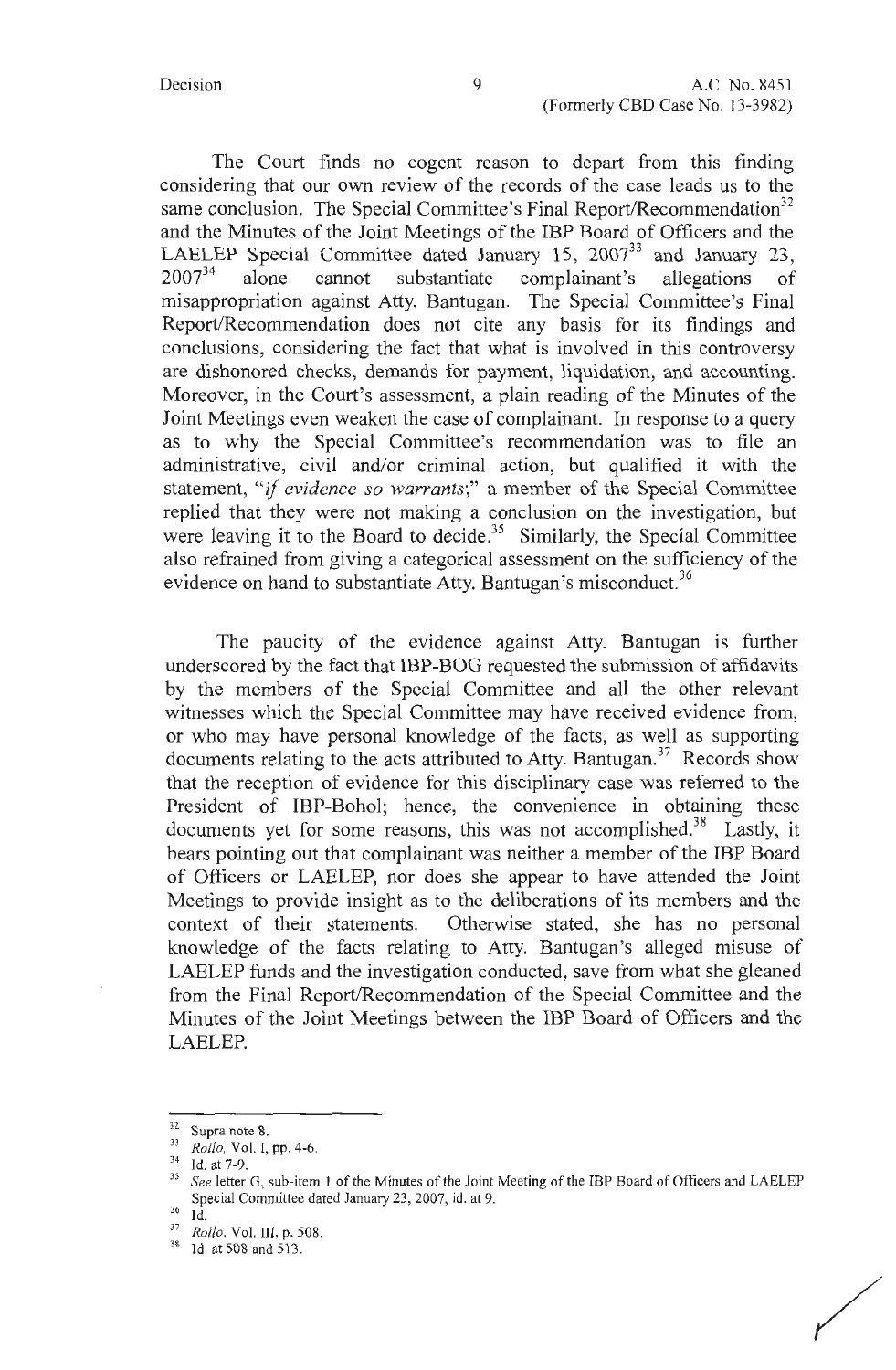The Court finds no cogent reason to depart from this finding considering that our own review of the records of the case leads us to the same conclusion. The Special Committee's Final Report/Recommendation[32] and the Minutes of the Joint Meetings of the IBP Board of Officers and the LAELEP Special Committee dated January 15, 2007[33] and January 23, 2007[34] alone cannot substantiate complainant's allegations of misappropriation against Atty. Bantugan. The Special Committee's Final Report/Recommendation does not cite any basis for its findings and conclusions, considering the fact that what is involved in this controversy are dishonored checks, demands for payment, liquidation, and accounting. Moreover, in the Court's assessment, a plain reading of the Minutes of the Joint Meetings even weaken the case of complainant. In response to a query as to why the Special Committee's recommendation was to file an administrative, civil and/or criminal action, but qualified it with the statement, "*if evidence so warrants*;" a member of the Special Committee replied that they were not making a conclusion on the investigation, but were leaving it to the Board to decide.[35] Similarly, the Special Committee also refrained from giving a categorical assessment on the sufficiency of the evidence on hand to substantiate Atty. Bantugan's misconduct.[36]

The paucity of the evidence against Atty. Bantugan is further underscored by the fact that IBP-BOG requested the submission of affidavits by the members of the Special Committee and all the other relevant witnesses which the Special Committee may have received evidence from, or who may have personal knowledge of the facts, as well as supporting documents relating to the acts attributed to Atty. Bantugan.[37] Records show that the reception of evidence for this disciplinary case was referred to the President of IBP-Bohol; hence, the convenience in obtaining these documents yet for some reasons, this was not accomplished.[38] Lastly, it bears pointing out that complainant was neither a member of the IBP Board of Officers or LAELEP, nor does she appear to have attended the Joint Meetings to provide insight as to the deliberations of its members and the context of their statements. Otherwise stated, she has no personal knowledge of the facts relating to Atty. Bantugan's alleged misuse of LAELEP funds and the investigation conducted, save from what she gleaned from the Final Report/Recommendation of the Special Committee and the Minutes of the Joint Meetings between the IBP Board of Officers and the LAELEP.

---

[32] Supra note 8.

[33] *Rollo*, Vol. I, pp. 4-6.

[34] Id. at 7-9.

[35] *See* letter G, sub-item 1 of the Minutes of the Joint Meeting of the IBP Board of Officers and LAELEP Special Committee dated January 23, 2007, id. at 9.

[36] Id.

[37] *Rollo*, Vol. III, p. 508.

[38] Id. at 508 and 513.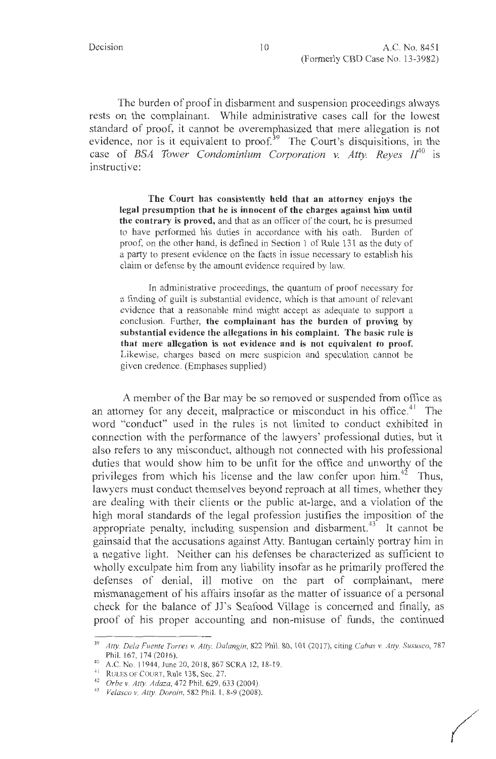The burden of proof in disbarment and suspension proceedings always rests on the complainant. While administrative cases call for the lowest standard of proof, it cannot be overemphasized that mere allegation is not evidence, nor is it equivalent to proof.[39] The Court's disquisitions, in the case of *BSA Tower Condominium Corporation v. Atty. Reyes II*[40] is instructive:

> **The Court has consistently held that an attorney enjoys the legal presumption that he is innocent of the charges against him until the contrary is proved,** and that as an officer of the court, he is presumed to have performed his duties in accordance with his oath. Burden of proof, on the other hand, is defined in Section 1 of Rule 131 as the duty of a party to present evidence on the facts in issue necessary to establish his claim or defense by the amount evidence required by law.
>
> In administrative proceedings, the quantum of proof necessary for a finding of guilt is substantial evidence, which is that amount of relevant evidence that a reasonable mind might accept as adequate to support a conclusion. Further, **the complainant has the burden of proving by substantial evidence the allegations in his complaint. The basic rule is that mere allegation is not evidence and is not equivalent to proof.** Likewise, charges based on mere suspicion and speculation cannot be given credence. (Emphases supplied)

A member of the Bar may be so removed or suspended from office as an attorney for any deceit, malpractice or misconduct in his office.[41] The word "conduct" used in the rules is not limited to conduct exhibited in connection with the performance of the lawyers' professional duties, but it also refers to any misconduct, although not connected with his professional duties that would show him to be unfit for the office and unworthy of the privileges from which his license and the law confer upon him.[42] Thus, lawyers must conduct themselves beyond reproach at all times, whether they are dealing with their clients or the public at-large, and a violation of the high moral standards of the legal profession justifies the imposition of the appropriate penalty, including suspension and disbarment.[43] It cannot be gainsaid that the accusations against Atty. Bantugan certainly portray him in a negative light. Neither can his defenses be characterized as sufficient to wholly exculpate him from any liability insofar as he primarily proffered the defenses of denial, ill motive on the part of complainant, mere mismanagement of his affairs insofar as the matter of issuance of a personal check for the balance of JJ's Seafood Village is concerned and finally, as proof of his proper accounting and non-misuse of funds, the continued

---

[39] *Atty. Dela Fuente Torres v. Atty. Dalangin*, 822 Phil. 80, 101 (2017), citing *Cabas v. Atty. Sususco*, 787 Phil. 167, 174 (2016).

[40] A.C. No. 11944, June 20, 2018, 867 SCRA 12, 18-19.

[41] RULES OF COURT, Rule 138, Sec. 27.

[42] *Orbe v. Atty. Adaza*, 472 Phil. 629, 633 (2004).

[43] *Velasco v. Atty. Doroin*, 582 Phil. 1, 8-9 (2008).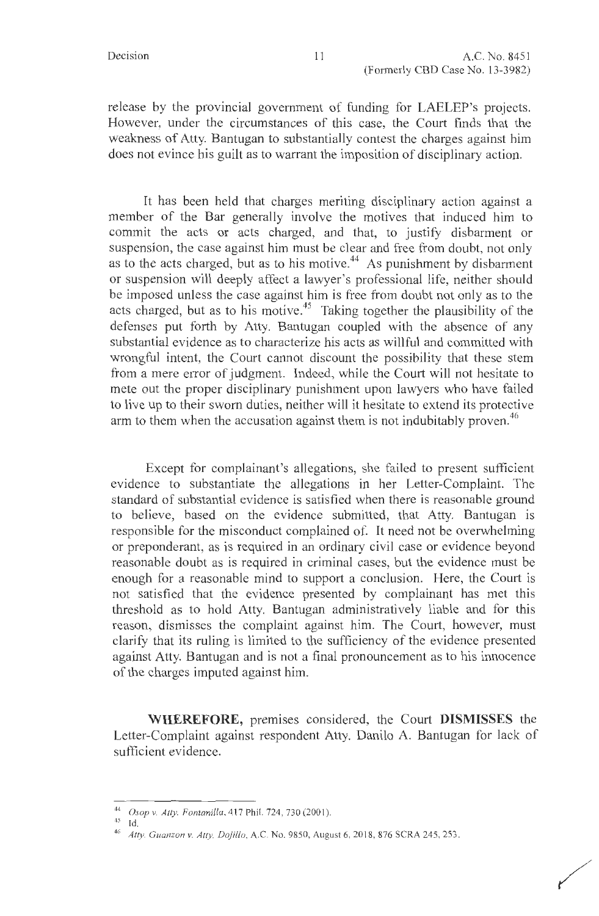release by the provincial government of funding for LAELEP's projects. However, under the circumstances of this case, the Court finds that the weakness of Atty. Bantugan to substantially contest the charges against him does not evince his guilt as to warrant the imposition of disciplinary action.

It has been held that charges meriting disciplinary action against a member of the Bar generally involve the motives that induced him to commit the acts or acts charged, and that, to justify disbarment or suspension, the case against him must be clear and free from doubt, not only as to the acts charged, but as to his motive.[44] As punishment by disbarment or suspension will deeply affect a lawyer's professional life, neither should be imposed unless the case against him is free from doubt not only as to the acts charged, but as to his motive.[45] Taking together the plausibility of the defenses put forth by Atty. Bantugan coupled with the absence of any substantial evidence as to characterize his acts as willful and committed with wrongful intent, the Court cannot discount the possibility that these stem from a mere error of judgment. Indeed, while the Court will not hesitate to mete out the proper disciplinary punishment upon lawyers who have failed to live up to their sworn duties, neither will it hesitate to extend its protective arm to them when the accusation against them is not indubitably proven.[46]

Except for complainant's allegations, she failed to present sufficient evidence to substantiate the allegations in her Letter-Complaint. The standard of substantial evidence is satisfied when there is reasonable ground to believe, based on the evidence submitted, that Atty. Bantugan is responsible for the misconduct complained of. It need not be overwhelming or preponderant, as is required in an ordinary civil case or evidence beyond reasonable doubt as is required in criminal cases, but the evidence must be enough for a reasonable mind to support a conclusion. Here, the Court is not satisfied that the evidence presented by complainant has met this threshold as to hold Atty. Bantugan administratively liable and for this reason, dismisses the complaint against him. The Court, however, must clarify that its ruling is limited to the sufficiency of the evidence presented against Atty. Bantugan and is not a final pronouncement as to his innocence of the charges imputed against him.

**WHEREFORE,** premises considered, the Court **DISMISSES** the Letter-Complaint against respondent Atty. Danilo A. Bantugan for lack of sufficient evidence.

---

[44] *Osop v. Atty. Fontanilla*, 417 Phil. 724, 730 (2001).

[45] Id.

[46] *Atty. Guanzon v. Atty. Dojillo*, A.C. No. 9850, August 6, 2018, 876 SCRA 245, 253.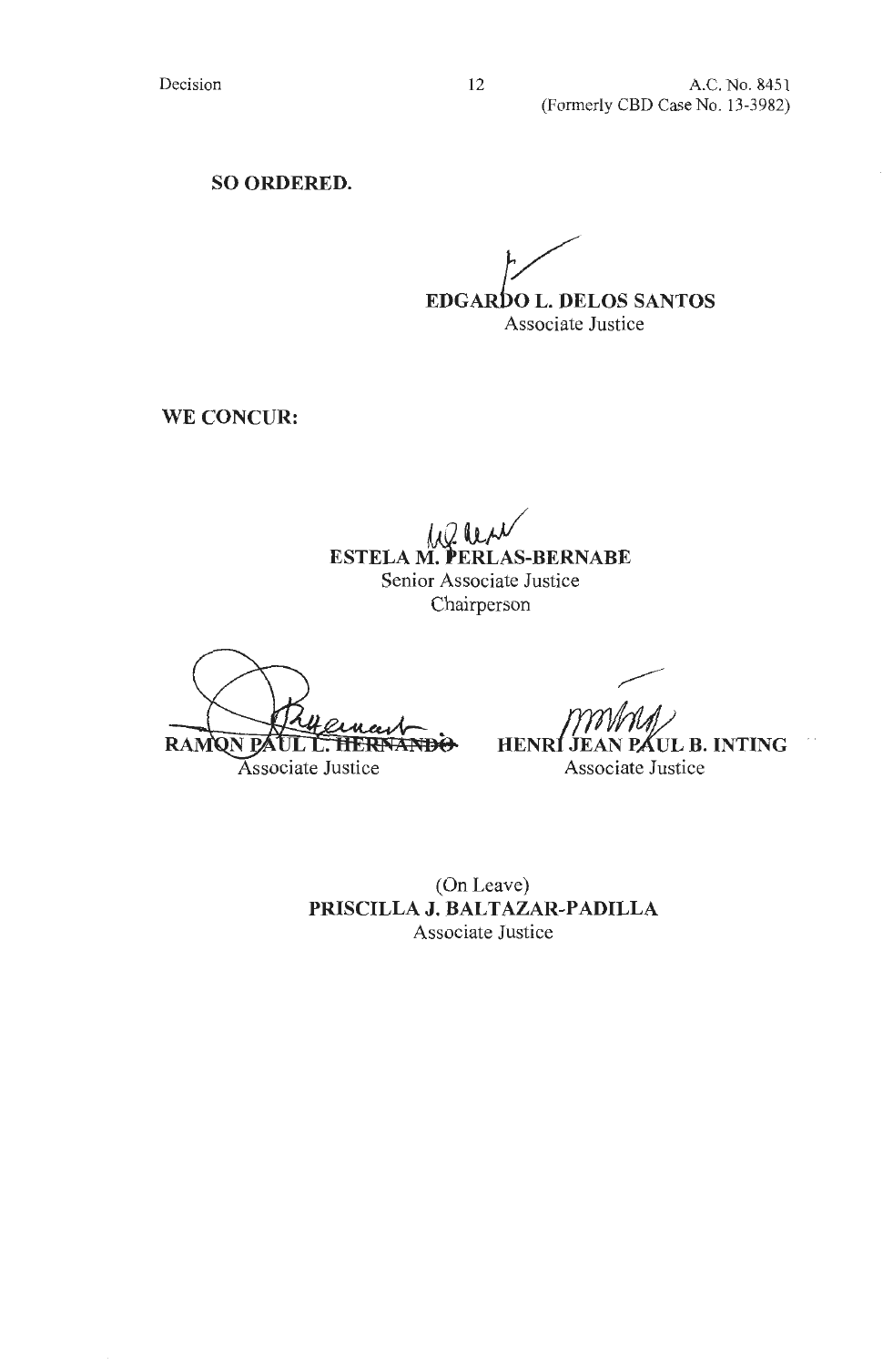**SO ORDERED.**

**EDGARDO L. DELOS SANTOS**
Associate Justice

**WE CONCUR:**

**ESTELA M. PERLAS-BERNABE**
Senior Associate Justice
Chairperson

**RAMON PAUL L. HERNANDO**
Associate Justice

**HENRI JEAN PAUL B. INTING**
Associate Justice

(On Leave)
**PRISCILLA J. BALTAZAR-PADILLA**
Associate Justice